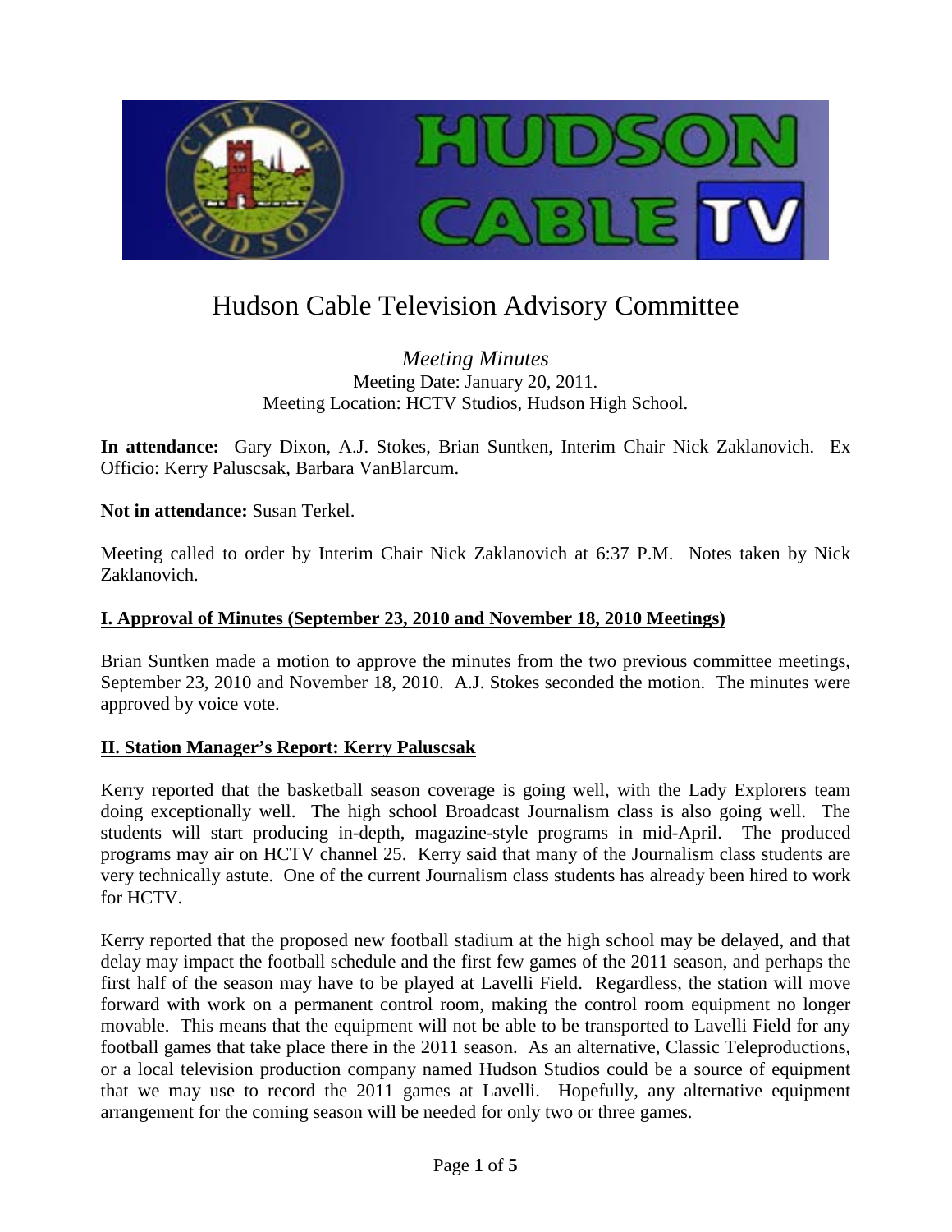# Hudson Cable Television Advisory Committee

*Meeting Minutes*
Meeting Date: January 20, 2011.
Meeting Location: HCTV Studios, Hudson High School.

**In attendance:** Gary Dixon, A.J. Stokes, Brian Suntken, Interim Chair Nick Zaklanovich. Ex Officio: Kerry Paluscsak, Barbara VanBlarcum.

**Not in attendance:** Susan Terkel.

Meeting called to order by Interim Chair Nick Zaklanovich at 6:37 P.M. Notes taken by Nick Zaklanovich.

## I. Approval of Minutes (September 23, 2010 and November 18, 2010 Meetings)

Brian Suntken made a motion to approve the minutes from the two previous committee meetings, September 23, 2010 and November 18, 2010. A.J. Stokes seconded the motion. The minutes were approved by voice vote.

## II. Station Manager's Report: Kerry Paluscsak

Kerry reported that the basketball season coverage is going well, with the Lady Explorers team doing exceptionally well. The high school Broadcast Journalism class is also going well. The students will start producing in-depth, magazine-style programs in mid-April. The produced programs may air on HCTV channel 25. Kerry said that many of the Journalism class students are very technically astute. One of the current Journalism class students has already been hired to work for HCTV.

Kerry reported that the proposed new football stadium at the high school may be delayed, and that delay may impact the football schedule and the first few games of the 2011 season, and perhaps the first half of the season may have to be played at Lavelli Field. Regardless, the station will move forward with work on a permanent control room, making the control room equipment no longer movable. This means that the equipment will not be able to be transported to Lavelli Field for any football games that take place there in the 2011 season. As an alternative, Classic Teleproductions, or a local television production company named Hudson Studios could be a source of equipment that we may use to record the 2011 games at Lavelli. Hopefully, any alternative equipment arrangement for the coming season will be needed for only two or three games.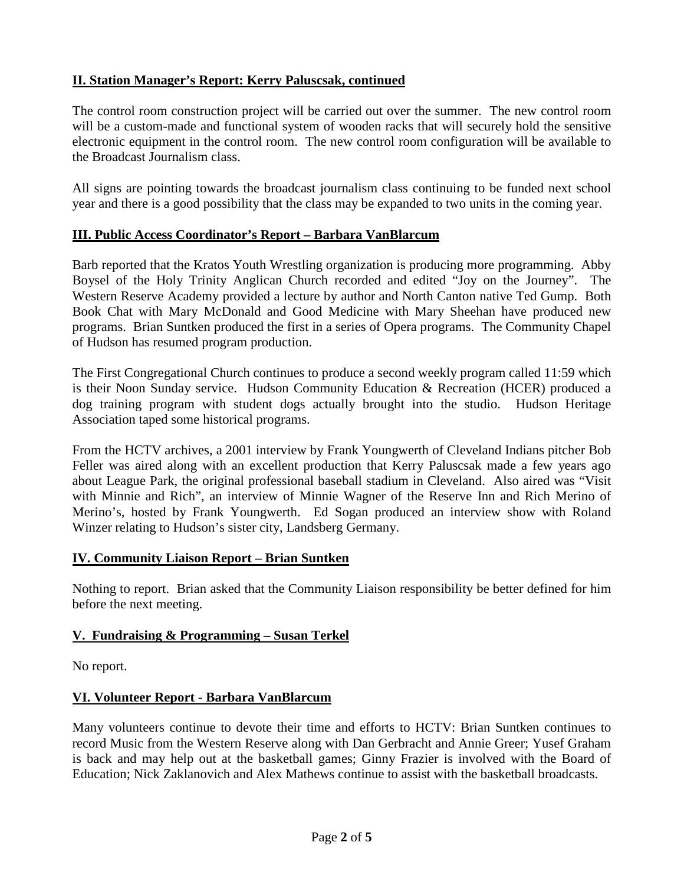## II. Station Manager's Report: Kerry Paluscsak, continued

The control room construction project will be carried out over the summer. The new control room will be a custom-made and functional system of wooden racks that will securely hold the sensitive electronic equipment in the control room. The new control room configuration will be available to the Broadcast Journalism class.

All signs are pointing towards the broadcast journalism class continuing to be funded next school year and there is a good possibility that the class may be expanded to two units in the coming year.

## III. Public Access Coordinator's Report – Barbara VanBlarcum

Barb reported that the Kratos Youth Wrestling organization is producing more programming. Abby Boysel of the Holy Trinity Anglican Church recorded and edited "Joy on the Journey". The Western Reserve Academy provided a lecture by author and North Canton native Ted Gump. Both Book Chat with Mary McDonald and Good Medicine with Mary Sheehan have produced new programs. Brian Suntken produced the first in a series of Opera programs. The Community Chapel of Hudson has resumed program production.

The First Congregational Church continues to produce a second weekly program called 11:59 which is their Noon Sunday service. Hudson Community Education & Recreation (HCER) produced a dog training program with student dogs actually brought into the studio. Hudson Heritage Association taped some historical programs.

From the HCTV archives, a 2001 interview by Frank Youngwerth of Cleveland Indians pitcher Bob Feller was aired along with an excellent production that Kerry Paluscsak made a few years ago about League Park, the original professional baseball stadium in Cleveland. Also aired was "Visit with Minnie and Rich", an interview of Minnie Wagner of the Reserve Inn and Rich Merino of Merino's, hosted by Frank Youngwerth. Ed Sogan produced an interview show with Roland Winzer relating to Hudson's sister city, Landsberg Germany.

## IV. Community Liaison Report – Brian Suntken

Nothing to report. Brian asked that the Community Liaison responsibility be better defined for him before the next meeting.

## V. Fundraising & Programming – Susan Terkel

No report.

## VI. Volunteer Report - Barbara VanBlarcum

Many volunteers continue to devote their time and efforts to HCTV: Brian Suntken continues to record Music from the Western Reserve along with Dan Gerbracht and Annie Greer; Yusef Graham is back and may help out at the basketball games; Ginny Frazier is involved with the Board of Education; Nick Zaklanovich and Alex Mathews continue to assist with the basketball broadcasts.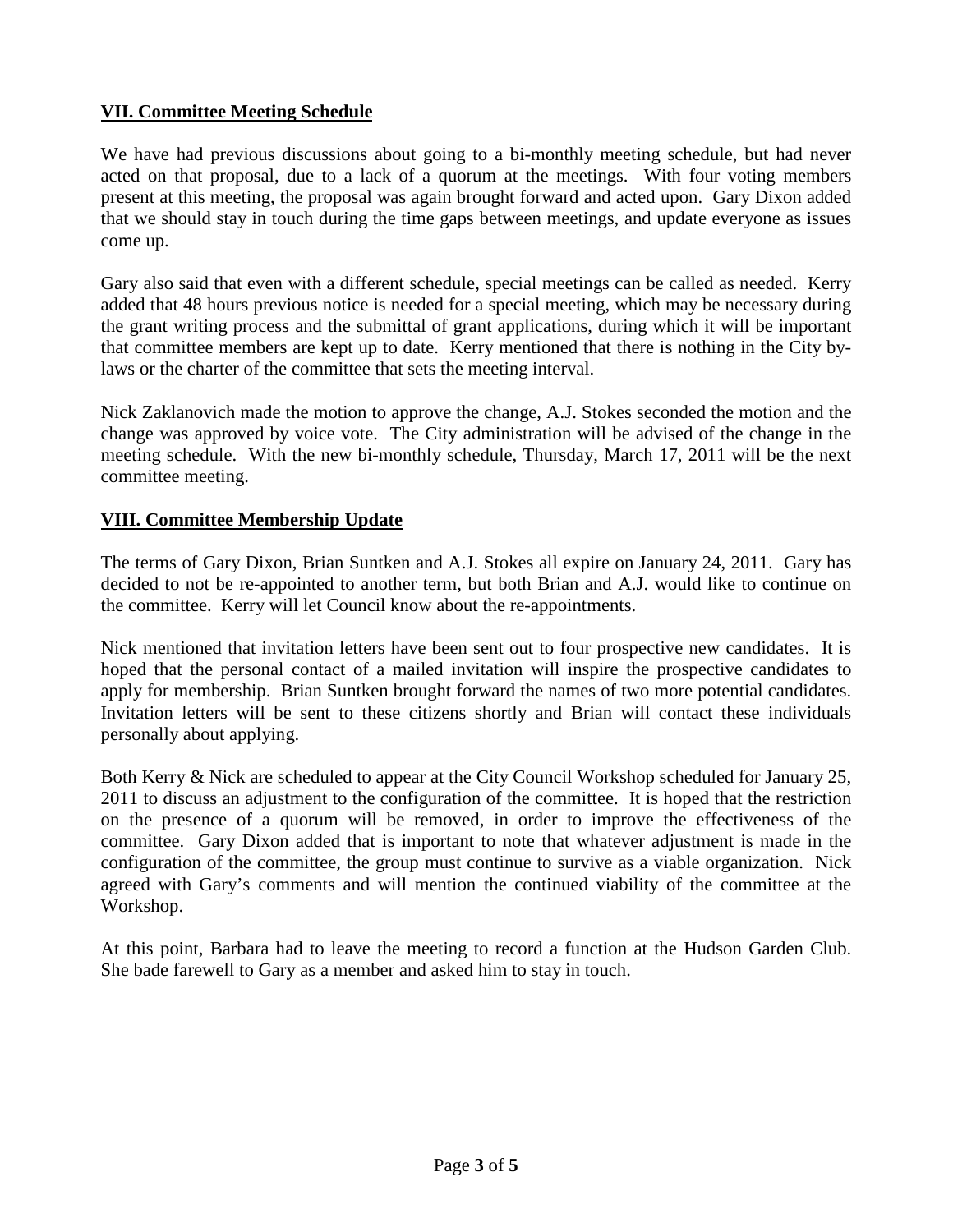## VII. Committee Meeting Schedule

We have had previous discussions about going to a bi-monthly meeting schedule, but had never acted on that proposal, due to a lack of a quorum at the meetings. With four voting members present at this meeting, the proposal was again brought forward and acted upon. Gary Dixon added that we should stay in touch during the time gaps between meetings, and update everyone as issues come up.

Gary also said that even with a different schedule, special meetings can be called as needed. Kerry added that 48 hours previous notice is needed for a special meeting, which may be necessary during the grant writing process and the submittal of grant applications, during which it will be important that committee members are kept up to date. Kerry mentioned that there is nothing in the City by-laws or the charter of the committee that sets the meeting interval.

Nick Zaklanovich made the motion to approve the change, A.J. Stokes seconded the motion and the change was approved by voice vote. The City administration will be advised of the change in the meeting schedule. With the new bi-monthly schedule, Thursday, March 17, 2011 will be the next committee meeting.

## VIII. Committee Membership Update

The terms of Gary Dixon, Brian Suntken and A.J. Stokes all expire on January 24, 2011. Gary has decided to not be re-appointed to another term, but both Brian and A.J. would like to continue on the committee. Kerry will let Council know about the re-appointments.

Nick mentioned that invitation letters have been sent out to four prospective new candidates. It is hoped that the personal contact of a mailed invitation will inspire the prospective candidates to apply for membership. Brian Suntken brought forward the names of two more potential candidates. Invitation letters will be sent to these citizens shortly and Brian will contact these individuals personally about applying.

Both Kerry & Nick are scheduled to appear at the City Council Workshop scheduled for January 25, 2011 to discuss an adjustment to the configuration of the committee. It is hoped that the restriction on the presence of a quorum will be removed, in order to improve the effectiveness of the committee. Gary Dixon added that is important to note that whatever adjustment is made in the configuration of the committee, the group must continue to survive as a viable organization. Nick agreed with Gary's comments and will mention the continued viability of the committee at the Workshop.

At this point, Barbara had to leave the meeting to record a function at the Hudson Garden Club. She bade farewell to Gary as a member and asked him to stay in touch.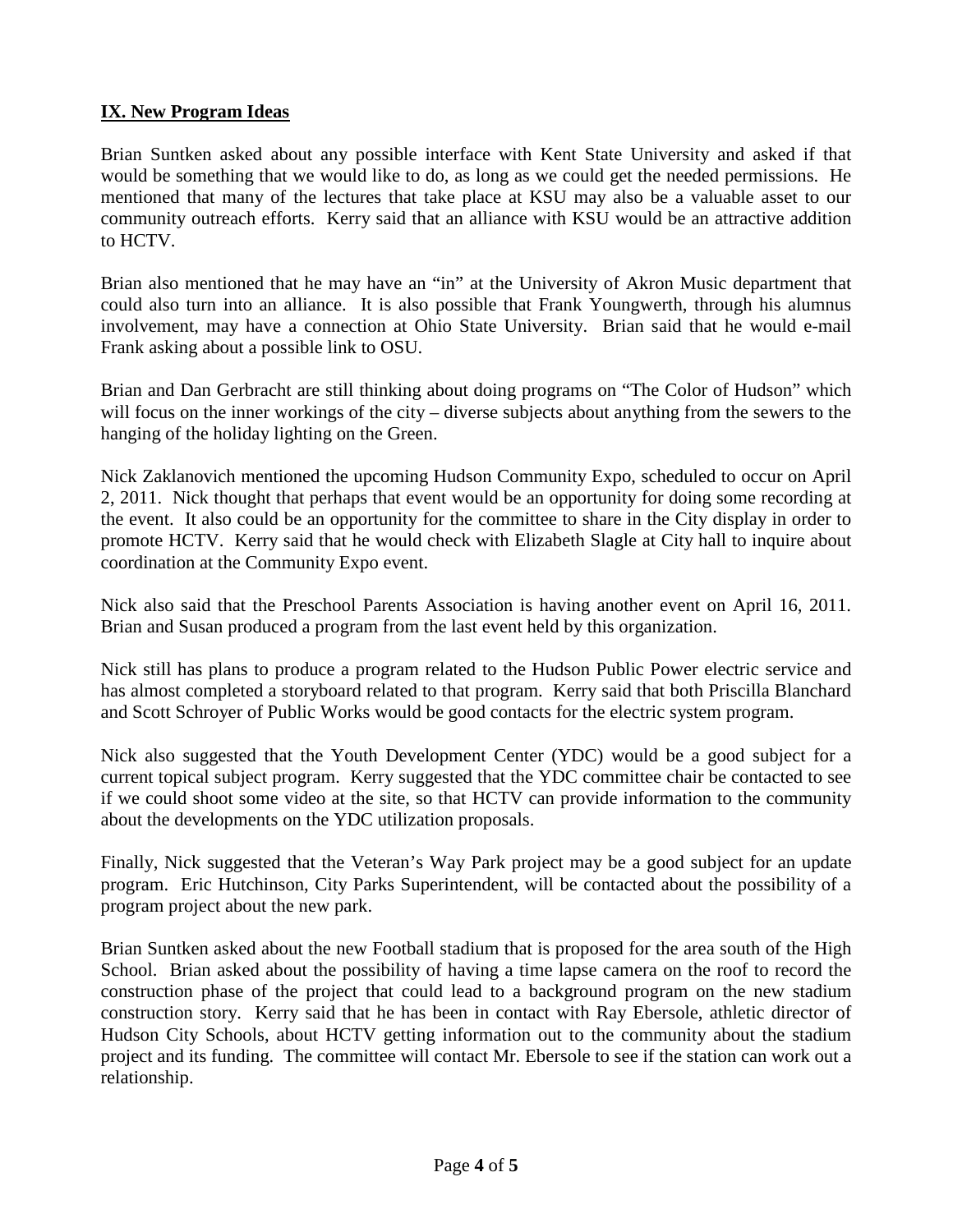## IX. New Program Ideas

Brian Suntken asked about any possible interface with Kent State University and asked if that would be something that we would like to do, as long as we could get the needed permissions. He mentioned that many of the lectures that take place at KSU may also be a valuable asset to our community outreach efforts. Kerry said that an alliance with KSU would be an attractive addition to HCTV.

Brian also mentioned that he may have an "in" at the University of Akron Music department that could also turn into an alliance. It is also possible that Frank Youngwerth, through his alumnus involvement, may have a connection at Ohio State University. Brian said that he would e-mail Frank asking about a possible link to OSU.

Brian and Dan Gerbracht are still thinking about doing programs on "The Color of Hudson" which will focus on the inner workings of the city – diverse subjects about anything from the sewers to the hanging of the holiday lighting on the Green.

Nick Zaklanovich mentioned the upcoming Hudson Community Expo, scheduled to occur on April 2, 2011. Nick thought that perhaps that event would be an opportunity for doing some recording at the event. It also could be an opportunity for the committee to share in the City display in order to promote HCTV. Kerry said that he would check with Elizabeth Slagle at City hall to inquire about coordination at the Community Expo event.

Nick also said that the Preschool Parents Association is having another event on April 16, 2011. Brian and Susan produced a program from the last event held by this organization.

Nick still has plans to produce a program related to the Hudson Public Power electric service and has almost completed a storyboard related to that program. Kerry said that both Priscilla Blanchard and Scott Schroyer of Public Works would be good contacts for the electric system program.

Nick also suggested that the Youth Development Center (YDC) would be a good subject for a current topical subject program. Kerry suggested that the YDC committee chair be contacted to see if we could shoot some video at the site, so that HCTV can provide information to the community about the developments on the YDC utilization proposals.

Finally, Nick suggested that the Veteran's Way Park project may be a good subject for an update program. Eric Hutchinson, City Parks Superintendent, will be contacted about the possibility of a program project about the new park.

Brian Suntken asked about the new Football stadium that is proposed for the area south of the High School. Brian asked about the possibility of having a time lapse camera on the roof to record the construction phase of the project that could lead to a background program on the new stadium construction story. Kerry said that he has been in contact with Ray Ebersole, athletic director of Hudson City Schools, about HCTV getting information out to the community about the stadium project and its funding. The committee will contact Mr. Ebersole to see if the station can work out a relationship.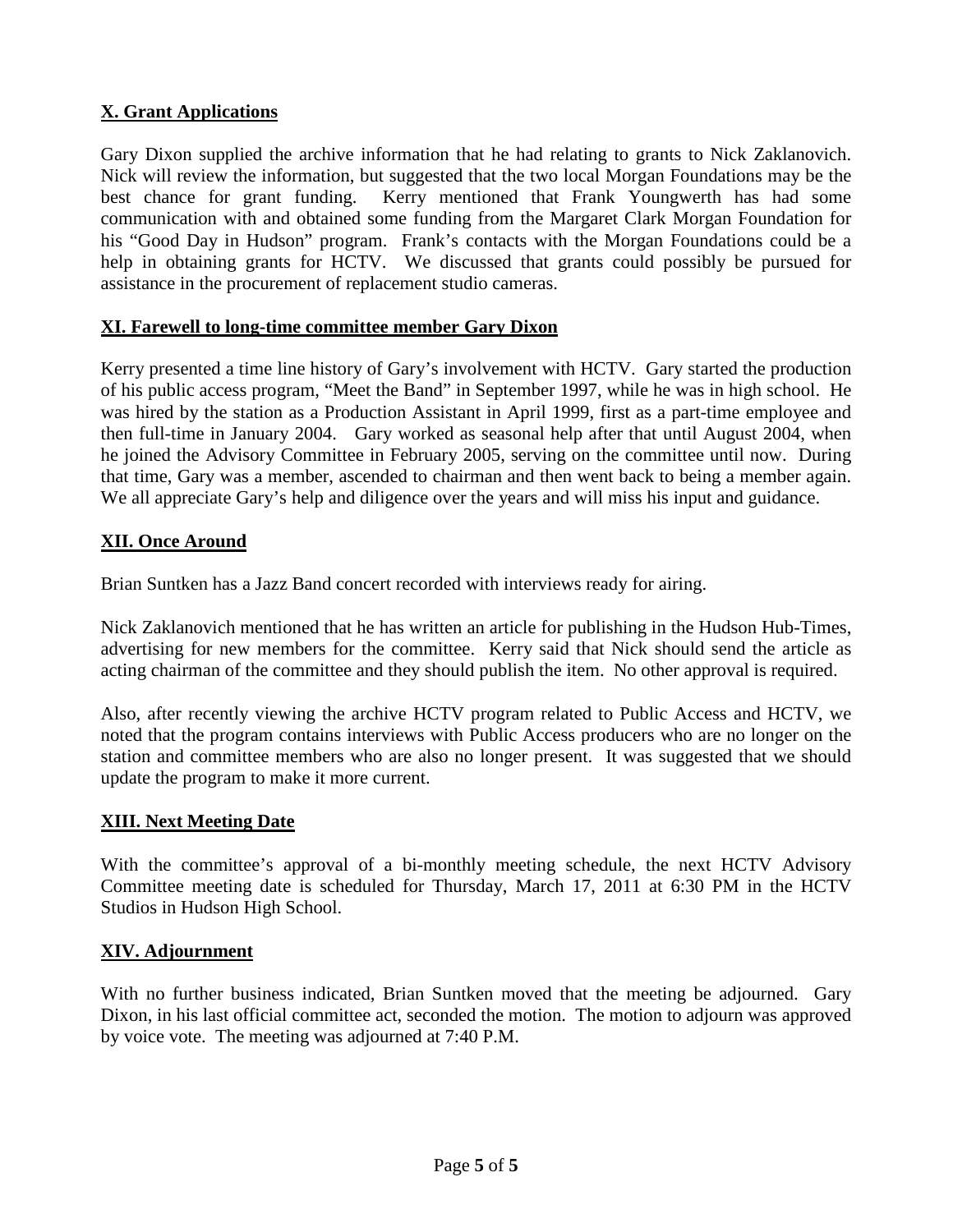## X. Grant Applications

Gary Dixon supplied the archive information that he had relating to grants to Nick Zaklanovich. Nick will review the information, but suggested that the two local Morgan Foundations may be the best chance for grant funding. Kerry mentioned that Frank Youngwerth has had some communication with and obtained some funding from the Margaret Clark Morgan Foundation for his "Good Day in Hudson" program. Frank's contacts with the Morgan Foundations could be a help in obtaining grants for HCTV. We discussed that grants could possibly be pursued for assistance in the procurement of replacement studio cameras.

## XI. Farewell to long-time committee member Gary Dixon

Kerry presented a time line history of Gary's involvement with HCTV. Gary started the production of his public access program, "Meet the Band" in September 1997, while he was in high school. He was hired by the station as a Production Assistant in April 1999, first as a part-time employee and then full-time in January 2004. Gary worked as seasonal help after that until August 2004, when he joined the Advisory Committee in February 2005, serving on the committee until now. During that time, Gary was a member, ascended to chairman and then went back to being a member again. We all appreciate Gary's help and diligence over the years and will miss his input and guidance.

## XII. Once Around

Brian Suntken has a Jazz Band concert recorded with interviews ready for airing.

Nick Zaklanovich mentioned that he has written an article for publishing in the Hudson Hub-Times, advertising for new members for the committee. Kerry said that Nick should send the article as acting chairman of the committee and they should publish the item. No other approval is required.

Also, after recently viewing the archive HCTV program related to Public Access and HCTV, we noted that the program contains interviews with Public Access producers who are no longer on the station and committee members who are also no longer present. It was suggested that we should update the program to make it more current.

## XIII. Next Meeting Date

With the committee's approval of a bi-monthly meeting schedule, the next HCTV Advisory Committee meeting date is scheduled for Thursday, March 17, 2011 at 6:30 PM in the HCTV Studios in Hudson High School.

## XIV. Adjournment

With no further business indicated, Brian Suntken moved that the meeting be adjourned. Gary Dixon, in his last official committee act, seconded the motion. The motion to adjourn was approved by voice vote. The meeting was adjourned at 7:40 P.M.